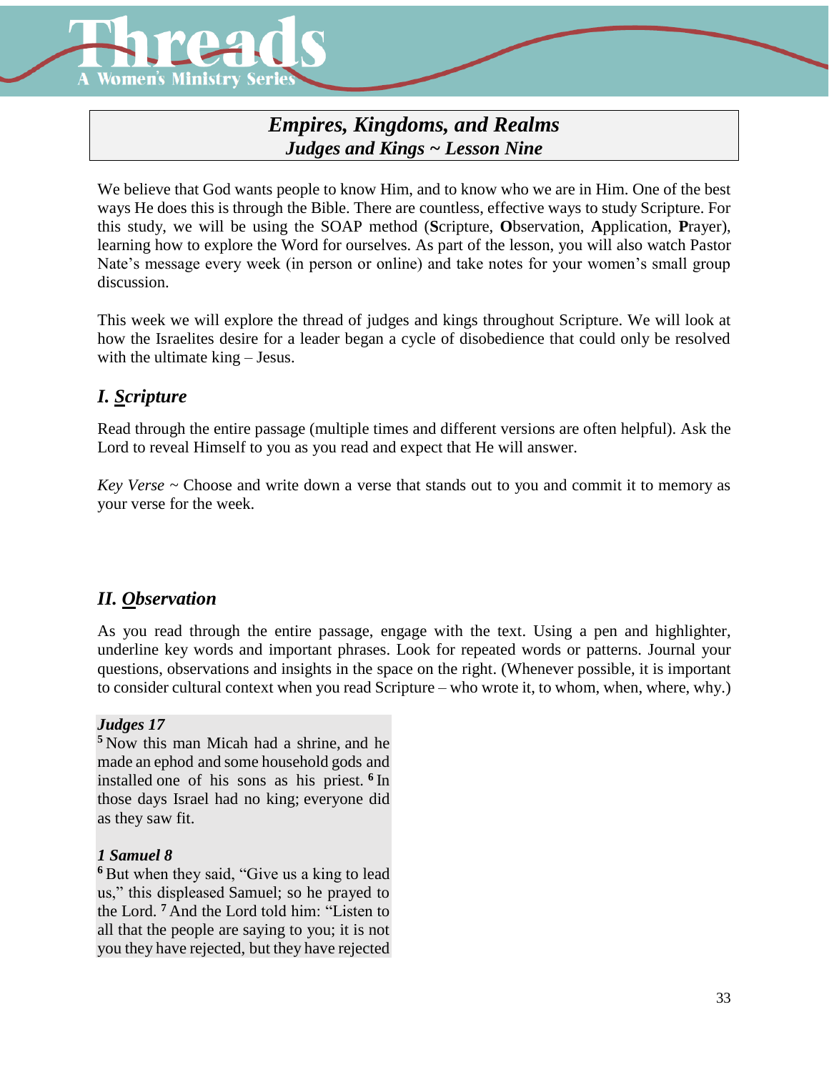# Empires, Kingdoms, and Realms

## *Judges and Kings ~ Lesson Nine*

We believe that God wants people to know Him, and to know who we are in Him. One of the best ways He does this is through the Bible. There are countless, effective ways to study Scripture. For this study, we will be using the SOAP method (**S**cripture, **O**bservation, **A**pplication, **P**rayer), learning how to explore the Word for ourselves. As part of the lesson, you will also watch Pastor Nate's message every week (in person or online) and take notes for your women's small group discussion.

This week we will explore the thread of judges and kings throughout Scripture. We will look at how the Israelites desire for a leader began a cycle of disobedience that could only be resolved with the ultimate king – Jesus.

## *I. Scripture*

Read through the entire passage (multiple times and different versions are often helpful). Ask the Lord to reveal Himself to you as you read and expect that He will answer.

*Key Verse* ~ Choose and write down a verse that stands out to you and commit it to memory as your verse for the week.

## *II. Observation*

As you read through the entire passage, engage with the text. Using a pen and highlighter, underline key words and important phrases. Look for repeated words or patterns. Journal your questions, observations and insights in the space on the right. (Whenever possible, it is important to consider cultural context when you read Scripture – who wrote it, to whom, when, where, why.)

***Judges 17***

[5] Now this man Micah had a shrine, and he made an ephod and some household gods and installed one of his sons as his priest. [6] In those days Israel had no king; everyone did as they saw fit.

***1 Samuel 8***

[6] But when they said, "Give us a king to lead us," this displeased Samuel; so he prayed to the Lord. [7] And the Lord told him: "Listen to all that the people are saying to you; it is not you they have rejected, but they have rejected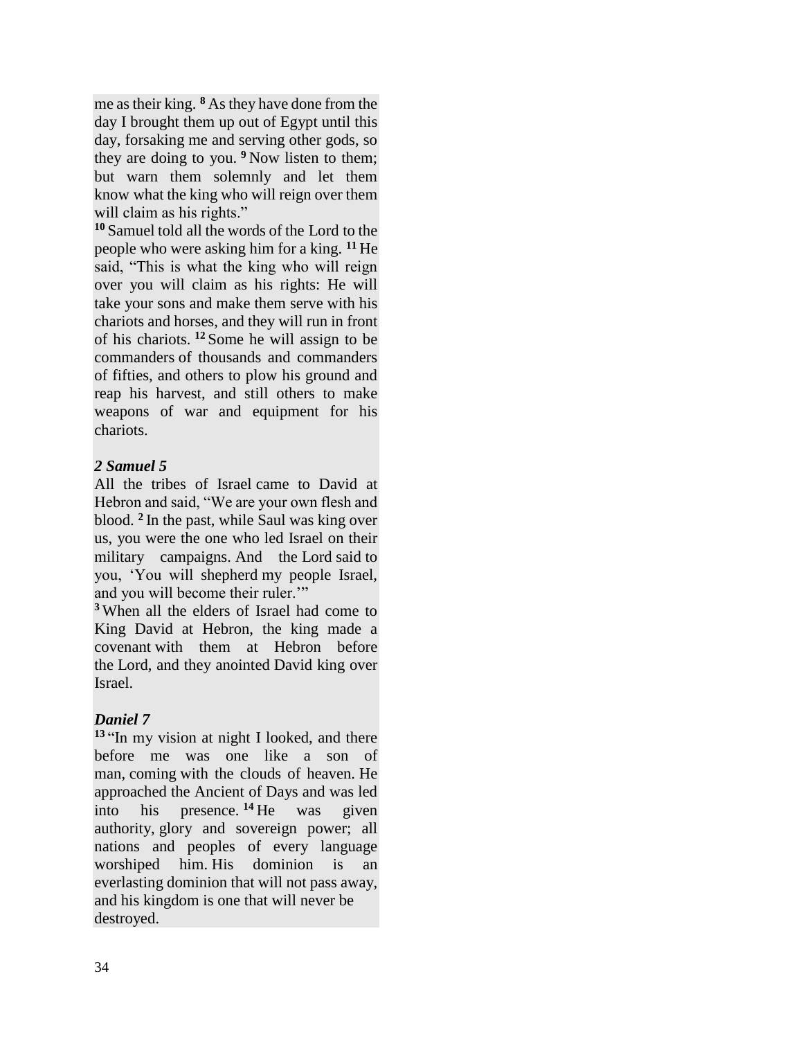me as their king. [8] As they have done from the day I brought them up out of Egypt until this day, forsaking me and serving other gods, so they are doing to you. [9] Now listen to them; but warn them solemnly and let them know what the king who will reign over them will claim as his rights."

[10] Samuel told all the words of the Lord to the people who were asking him for a king. [11] He said, "This is what the king who will reign over you will claim as his rights: He will take your sons and make them serve with his chariots and horses, and they will run in front of his chariots. [12] Some he will assign to be commanders of thousands and commanders of fifties, and others to plow his ground and reap his harvest, and still others to make weapons of war and equipment for his chariots.

***2 Samuel 5***

All the tribes of Israel came to David at Hebron and said, "We are your own flesh and blood. [2] In the past, while Saul was king over us, you were the one who led Israel on their military campaigns. And the Lord said to you, 'You will shepherd my people Israel, and you will become their ruler.'"

[3] When all the elders of Israel had come to King David at Hebron, the king made a covenant with them at Hebron before the Lord, and they anointed David king over Israel.

***Daniel 7***

[13] "In my vision at night I looked, and there before me was one like a son of man, coming with the clouds of heaven. He approached the Ancient of Days and was led into his presence. [14] He was given authority, glory and sovereign power; all nations and peoples of every language worshiped him. His dominion is an everlasting dominion that will not pass away, and his kingdom is one that will never be destroyed.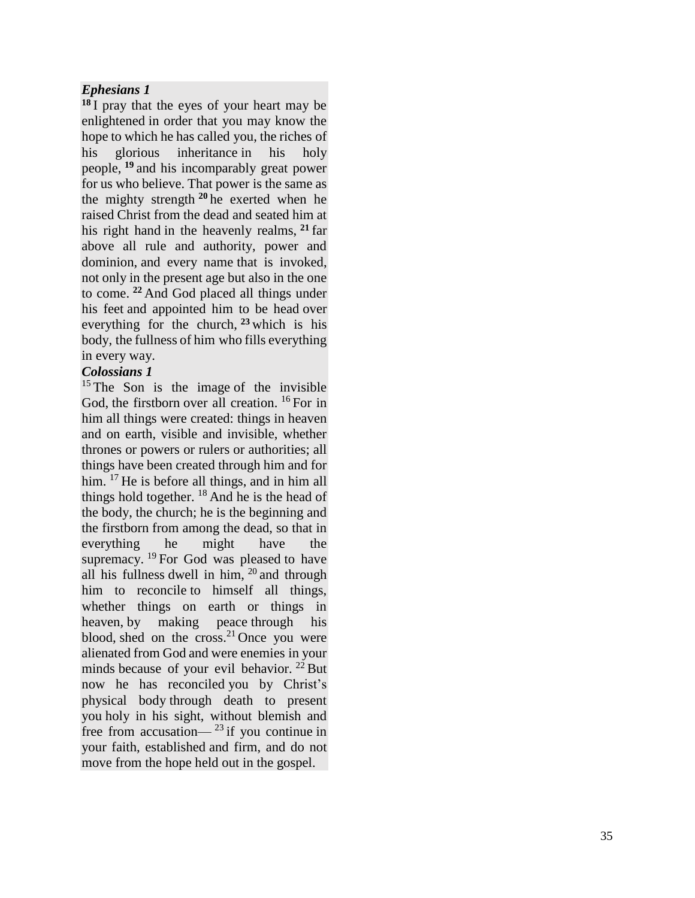***Ephesians 1***

[18] I pray that the eyes of your heart may be enlightened in order that you may know the hope to which he has called you, the riches of his glorious inheritance in his holy people, [19] and his incomparably great power for us who believe. That power is the same as the mighty strength [20] he exerted when he raised Christ from the dead and seated him at his right hand in the heavenly realms, [21] far above all rule and authority, power and dominion, and every name that is invoked, not only in the present age but also in the one to come. [22] And God placed all things under his feet and appointed him to be head over everything for the church, [23] which is his body, the fullness of him who fills everything in every way.

***Colossians 1***

[15] The Son is the image of the invisible God, the firstborn over all creation. [16] For in him all things were created: things in heaven and on earth, visible and invisible, whether thrones or powers or rulers or authorities; all things have been created through him and for him. [17] He is before all things, and in him all things hold together. [18] And he is the head of the body, the church; he is the beginning and the firstborn from among the dead, so that in everything he might have the supremacy. [19] For God was pleased to have all his fullness dwell in him, [20] and through him to reconcile to himself all things, whether things on earth or things in heaven, by making peace through his blood, shed on the cross.[21] Once you were alienated from God and were enemies in your minds because of your evil behavior. [22] But now he has reconciled you by Christ's physical body through death to present you holy in his sight, without blemish and free from accusation— [23] if you continue in your faith, established and firm, and do not move from the hope held out in the gospel.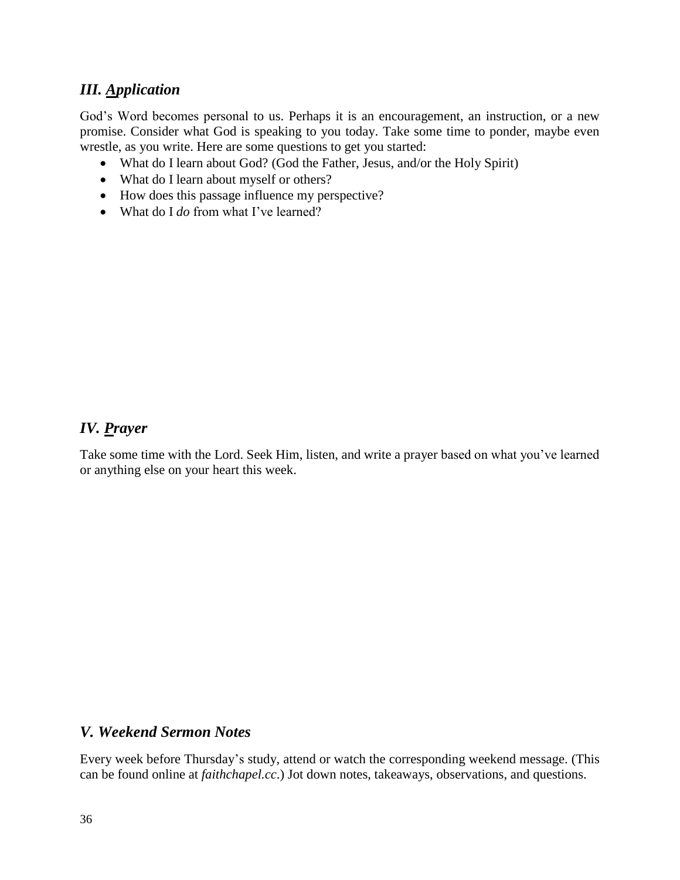## *III. <u>A</u>pplication*

God's Word becomes personal to us. Perhaps it is an encouragement, an instruction, or a new promise. Consider what God is speaking to you today. Take some time to ponder, maybe even wrestle, as you write. Here are some questions to get you started:

- What do I learn about God? (God the Father, Jesus, and/or the Holy Spirit)
- What do I learn about myself or others?
- How does this passage influence my perspective?
- What do I *do* from what I've learned?

## *IV. <u>P</u>rayer*

Take some time with the Lord. Seek Him, listen, and write a prayer based on what you've learned or anything else on your heart this week.

## *V. Weekend Sermon Notes*

Every week before Thursday's study, attend or watch the corresponding weekend message. (This can be found online at *faithchapel.cc*.) Jot down notes, takeaways, observations, and questions.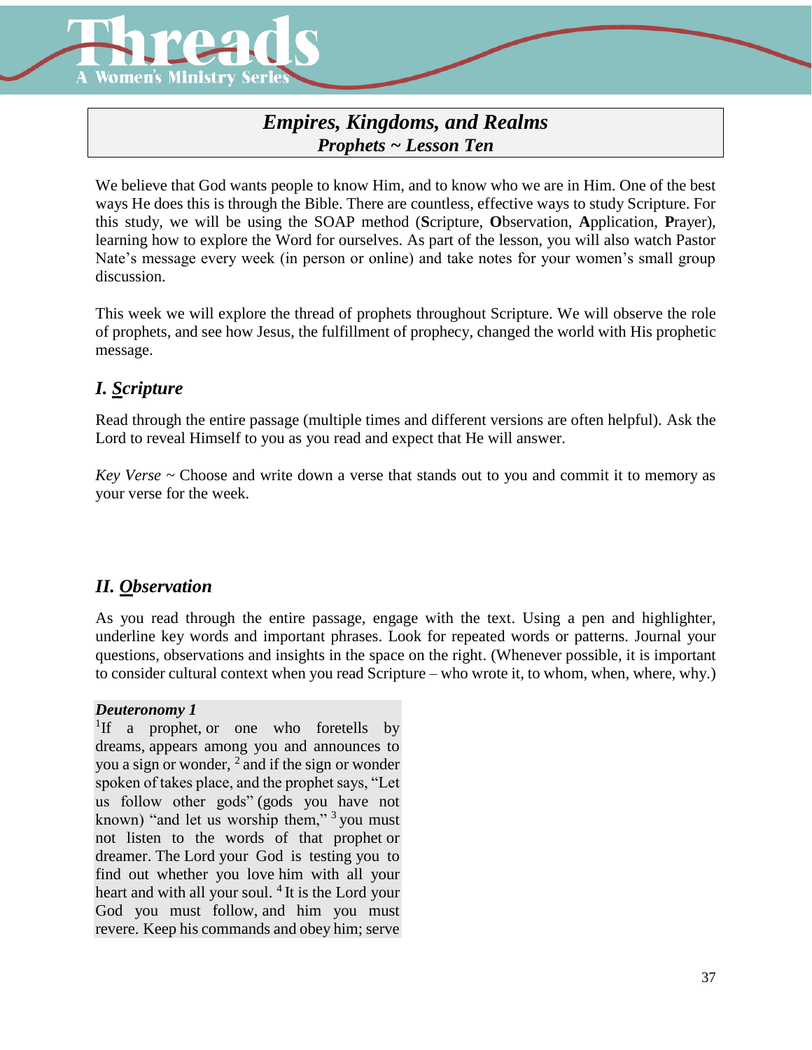## *Empires, Kingdoms, and Realms*
### *Prophets ~ Lesson Ten*

We believe that God wants people to know Him, and to know who we are in Him. One of the best ways He does this is through the Bible. There are countless, effective ways to study Scripture. For this study, we will be using the SOAP method (**S**cripture, **O**bservation, **A**pplication, **P**rayer), learning how to explore the Word for ourselves. As part of the lesson, you will also watch Pastor Nate's message every week (in person or online) and take notes for your women's small group discussion.

This week we will explore the thread of prophets throughout Scripture. We will observe the role of prophets, and see how Jesus, the fulfillment of prophecy, changed the world with His prophetic message.

## *I. Scripture*

Read through the entire passage (multiple times and different versions are often helpful). Ask the Lord to reveal Himself to you as you read and expect that He will answer.

*Key Verse* ~ Choose and write down a verse that stands out to you and commit it to memory as your verse for the week.

## *II. Observation*

As you read through the entire passage, engage with the text. Using a pen and highlighter, underline key words and important phrases. Look for repeated words or patterns. Journal your questions, observations and insights in the space on the right. (Whenever possible, it is important to consider cultural context when you read Scripture – who wrote it, to whom, when, where, why.)

***Deuteronomy 1***

[1]If a prophet, or one who foretells by dreams, appears among you and announces to you a sign or wonder, [2] and if the sign or wonder spoken of takes place, and the prophet says, "Let us follow other gods" (gods you have not known) "and let us worship them," [3] you must not listen to the words of that prophet or dreamer. The Lord your God is testing you to find out whether you love him with all your heart and with all your soul. [4] It is the Lord your God you must follow, and him you must revere. Keep his commands and obey him; serve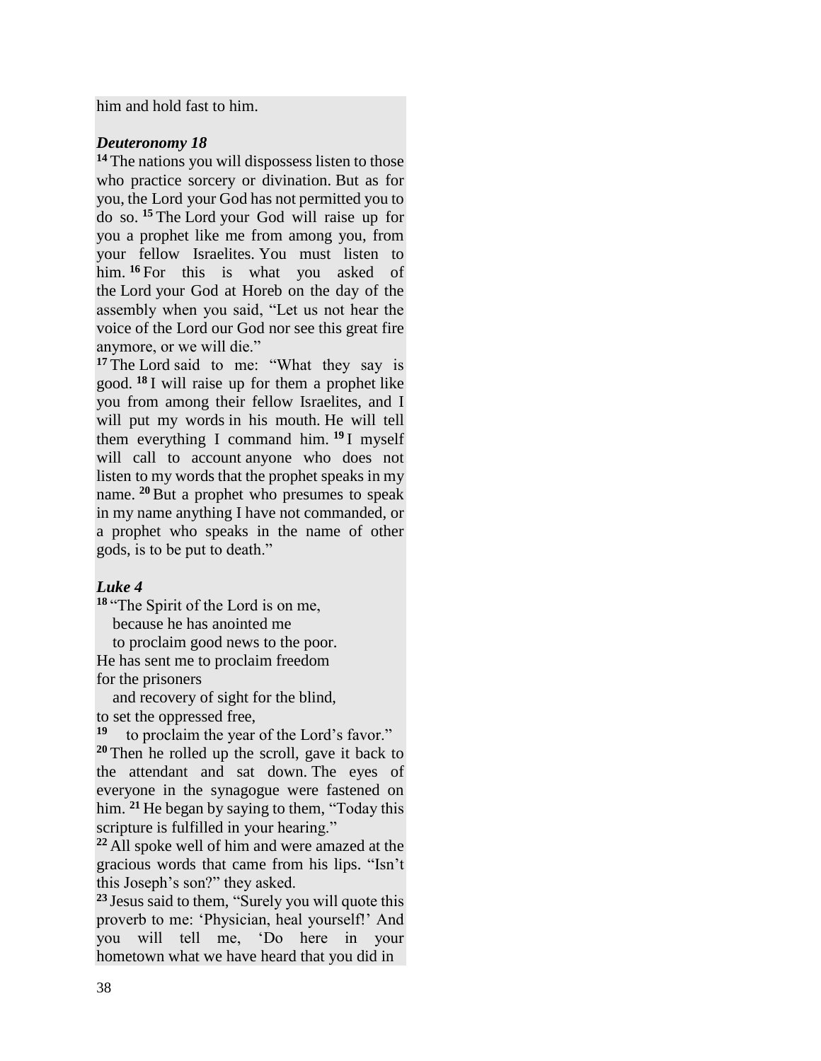him and hold fast to him.

***Deuteronomy 18***

[14] The nations you will dispossess listen to those who practice sorcery or divination. But as for you, the Lord your God has not permitted you to do so. [15] The Lord your God will raise up for you a prophet like me from among you, from your fellow Israelites. You must listen to him. [16] For this is what you asked of the Lord your God at Horeb on the day of the assembly when you said, “Let us not hear the voice of the Lord our God nor see this great fire anymore, or we will die.”

[17] The Lord said to me: “What they say is good. [18] I will raise up for them a prophet like you from among their fellow Israelites, and I will put my words in his mouth. He will tell them everything I command him. [19] I myself will call to account anyone who does not listen to my words that the prophet speaks in my name. [20] But a prophet who presumes to speak in my name anything I have not commanded, or a prophet who speaks in the name of other gods, is to be put to death.”

***Luke 4***

[18] “The Spirit of the Lord is on me,
   because he has anointed me
   to proclaim good news to the poor.
He has sent me to proclaim freedom
for the prisoners
   and recovery of sight for the blind,
to set the oppressed free,
[19]    to proclaim the year of the Lord’s favor.”
[20] Then he rolled up the scroll, gave it back to the attendant and sat down. The eyes of everyone in the synagogue were fastened on him. [21] He began by saying to them, “Today this scripture is fulfilled in your hearing.”
[22] All spoke well of him and were amazed at the gracious words that came from his lips. “Isn’t this Joseph’s son?” they asked.
[23] Jesus said to them, “Surely you will quote this proverb to me: ‘Physician, heal yourself!’ And you will tell me, ‘Do here in your hometown what we have heard that you did in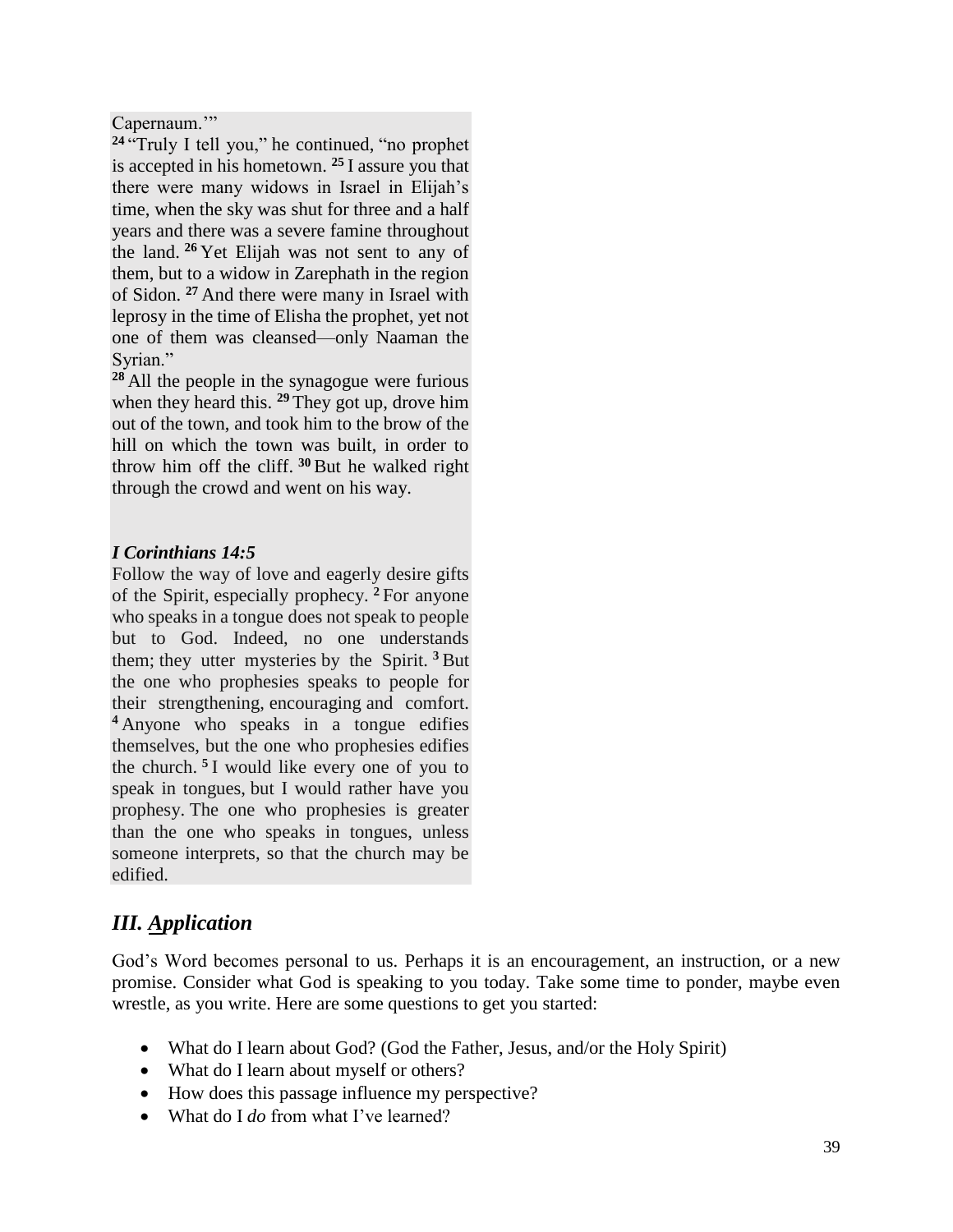Capernaum.'"

[24] "Truly I tell you," he continued, "no prophet is accepted in his hometown. [25] I assure you that there were many widows in Israel in Elijah's time, when the sky was shut for three and a half years and there was a severe famine throughout the land. [26] Yet Elijah was not sent to any of them, but to a widow in Zarephath in the region of Sidon. [27] And there were many in Israel with leprosy in the time of Elisha the prophet, yet not one of them was cleansed—only Naaman the Syrian."

[28] All the people in the synagogue were furious when they heard this. [29] They got up, drove him out of the town, and took him to the brow of the hill on which the town was built, in order to throw him off the cliff. [30] But he walked right through the crowd and went on his way.

***I Corinthians 14:5***

Follow the way of love and eagerly desire gifts of the Spirit, especially prophecy. [2] For anyone who speaks in a tongue does not speak to people but to God. Indeed, no one understands them; they utter mysteries by the Spirit. [3] But the one who prophesies speaks to people for their strengthening, encouraging and comfort. [4] Anyone who speaks in a tongue edifies themselves, but the one who prophesies edifies the church. [5] I would like every one of you to speak in tongues, but I would rather have you prophesy. The one who prophesies is greater than the one who speaks in tongues, unless someone interprets, so that the church may be edified.

## *III. Application*

God's Word becomes personal to us. Perhaps it is an encouragement, an instruction, or a new promise. Consider what God is speaking to you today. Take some time to ponder, maybe even wrestle, as you write. Here are some questions to get you started:

- What do I learn about God? (God the Father, Jesus, and/or the Holy Spirit)
- What do I learn about myself or others?
- How does this passage influence my perspective?
- What do I *do* from what I've learned?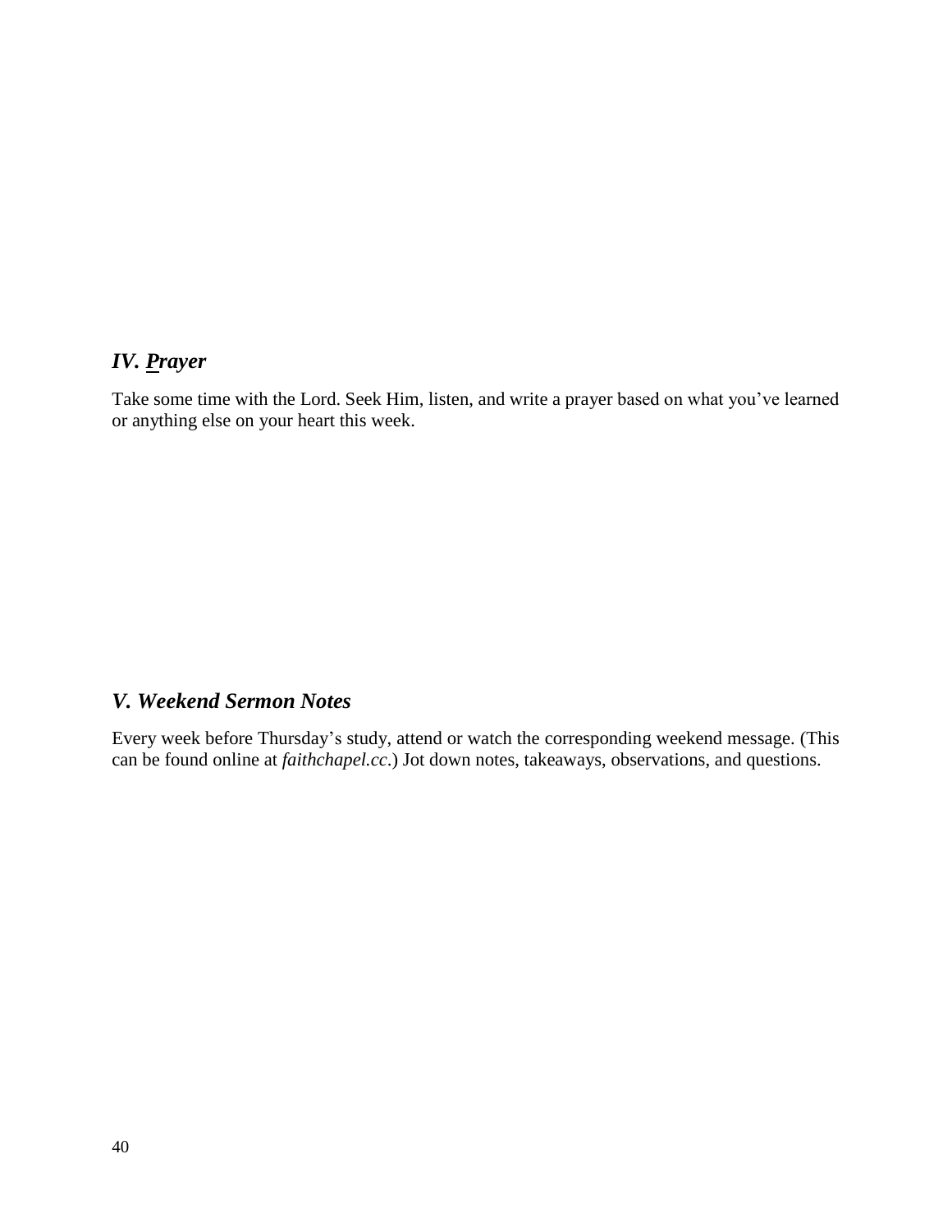## *IV. Prayer*

Take some time with the Lord. Seek Him, listen, and write a prayer based on what you've learned or anything else on your heart this week.

## *V. Weekend Sermon Notes*

Every week before Thursday's study, attend or watch the corresponding weekend message. (This can be found online at *faithchapel.cc*.) Jot down notes, takeaways, observations, and questions.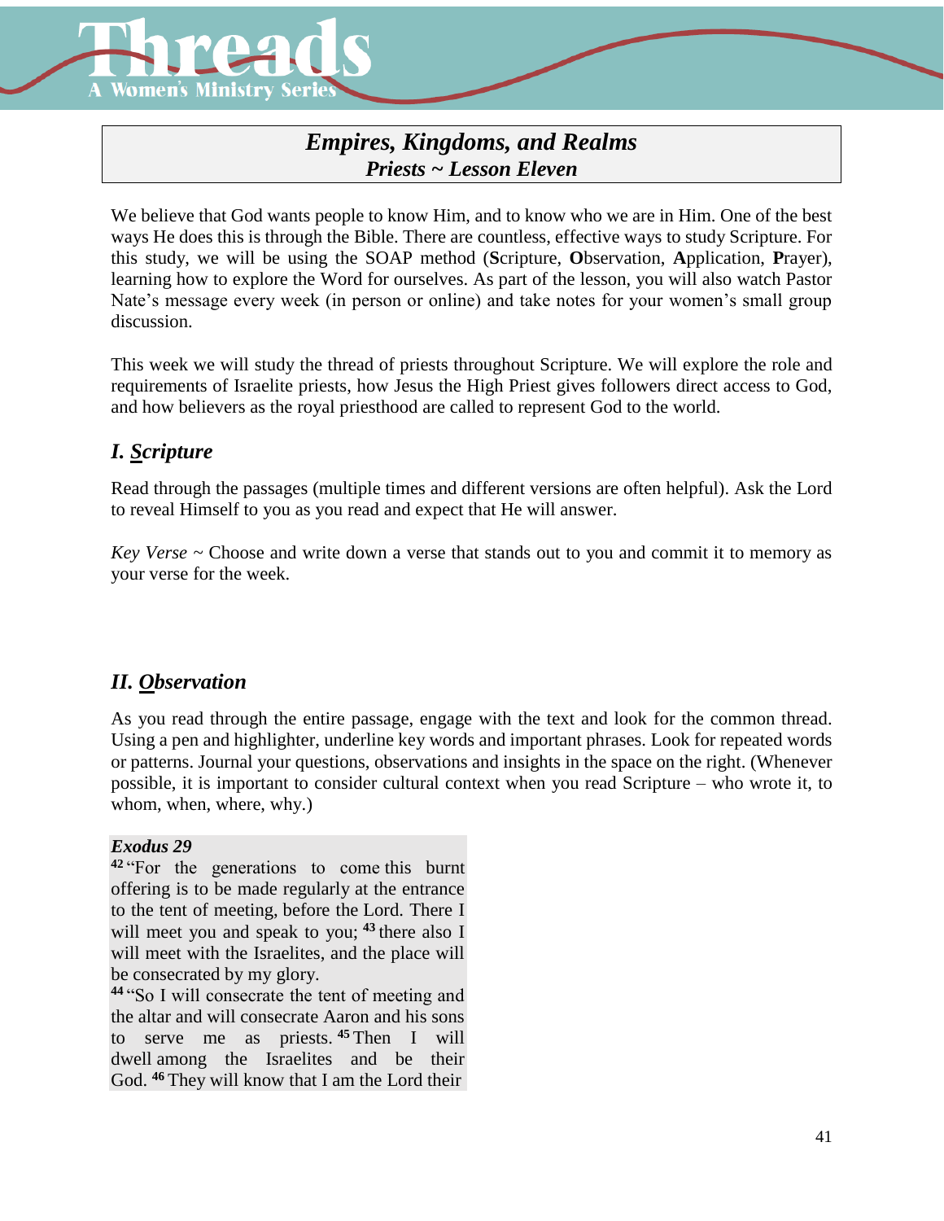# Threads

A Women's Ministry Series

## *Empires, Kingdoms, and Realms*
### *Priests ~ Lesson Eleven*

We believe that God wants people to know Him, and to know who we are in Him. One of the best ways He does this is through the Bible. There are countless, effective ways to study Scripture. For this study, we will be using the SOAP method (**S**cripture, **O**bservation, **A**pplication, **P**rayer), learning how to explore the Word for ourselves. As part of the lesson, you will also watch Pastor Nate's message every week (in person or online) and take notes for your women's small group discussion.

This week we will study the thread of priests throughout Scripture. We will explore the role and requirements of Israelite priests, how Jesus the High Priest gives followers direct access to God, and how believers as the royal priesthood are called to represent God to the world.

## *I. Scripture*

Read through the passages (multiple times and different versions are often helpful). Ask the Lord to reveal Himself to you as you read and expect that He will answer.

*Key Verse* ~ Choose and write down a verse that stands out to you and commit it to memory as your verse for the week.

## *II. Observation*

As you read through the entire passage, engage with the text and look for the common thread. Using a pen and highlighter, underline key words and important phrases. Look for repeated words or patterns. Journal your questions, observations and insights in the space on the right. (Whenever possible, it is important to consider cultural context when you read Scripture – who wrote it, to whom, when, where, why.)

***Exodus 29***

[42] "For the generations to come this burnt offering is to be made regularly at the entrance to the tent of meeting, before the Lord. There I will meet you and speak to you; [43] there also I will meet with the Israelites, and the place will be consecrated by my glory.

[44] "So I will consecrate the tent of meeting and the altar and will consecrate Aaron and his sons to serve me as priests. [45] Then I will dwell among the Israelites and be their God. [46] They will know that I am the Lord their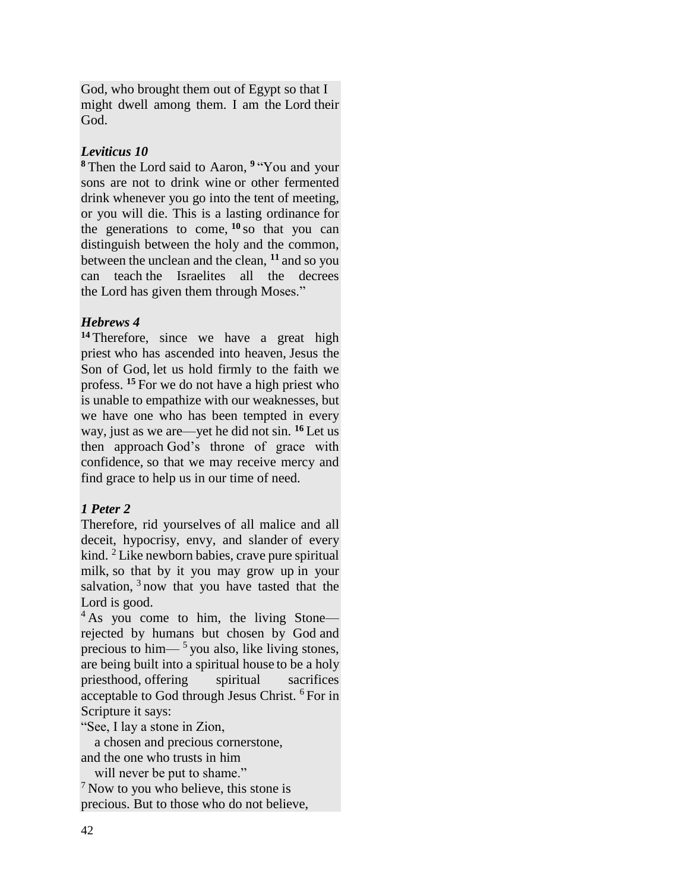God, who brought them out of Egypt so that I might dwell among them. I am the Lord their God.

***Leviticus 10***

**8** Then the Lord said to Aaron, **9** "You and your sons are not to drink wine or other fermented drink whenever you go into the tent of meeting, or you will die. This is a lasting ordinance for the generations to come, **10** so that you can distinguish between the holy and the common, between the unclean and the clean, **11** and so you can teach the Israelites all the decrees the Lord has given them through Moses."

***Hebrews 4***

**14** Therefore, since we have a great high priest who has ascended into heaven, Jesus the Son of God, let us hold firmly to the faith we profess. **15** For we do not have a high priest who is unable to empathize with our weaknesses, but we have one who has been tempted in every way, just as we are—yet he did not sin. **16** Let us then approach God's throne of grace with confidence, so that we may receive mercy and find grace to help us in our time of need.

***1 Peter 2***

Therefore, rid yourselves of all malice and all deceit, hypocrisy, envy, and slander of every kind. [2] Like newborn babies, crave pure spiritual milk, so that by it you may grow up in your salvation, [3] now that you have tasted that the Lord is good.

[4] As you come to him, the living Stone—rejected by humans but chosen by God and precious to him— [5] you also, like living stones, are being built into a spiritual house to be a holy priesthood, offering spiritual sacrifices acceptable to God through Jesus Christ. [6] For in Scripture it says:

"See, I lay a stone in Zion,  
  a chosen and precious cornerstone,  
and the one who trusts in him  
  will never be put to shame."

[7] Now to you who believe, this stone is precious. But to those who do not believe,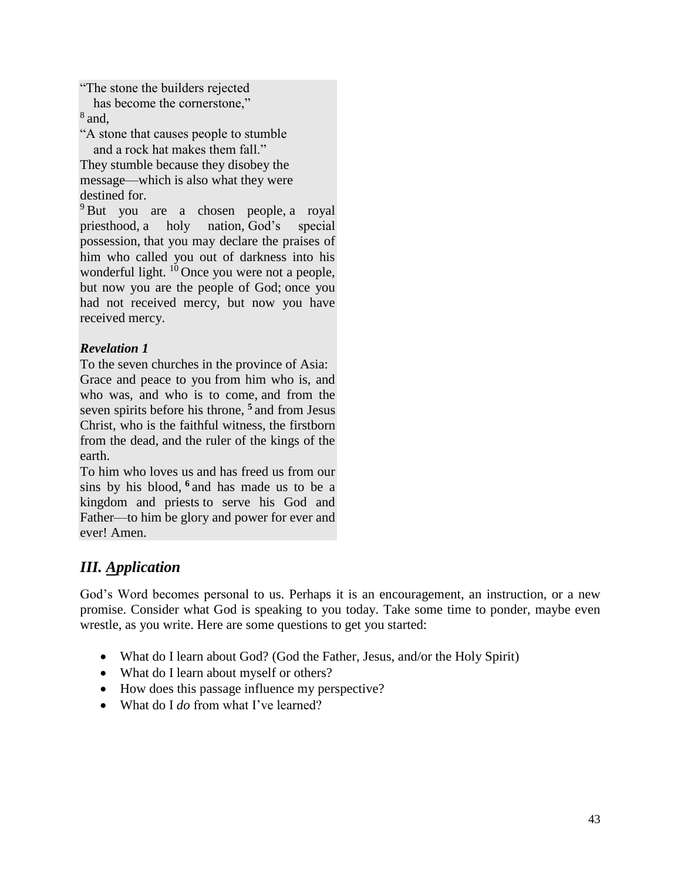"The stone the builders rejected
has become the cornerstone,"
[8] and,
"A stone that causes people to stumble
and a rock hat makes them fall."
They stumble because they disobey the message—which is also what they were destined for.
[9] But you are a chosen people, a royal priesthood, a holy nation, God's special possession, that you may declare the praises of him who called you out of darkness into his wonderful light. [10] Once you were not a people, but now you are the people of God; once you had not received mercy, but now you have received mercy.

***Revelation 1***

To the seven churches in the province of Asia:
Grace and peace to you from him who is, and who was, and who is to come, and from the seven spirits before his throne, [5] and from Jesus Christ, who is the faithful witness, the firstborn from the dead, and the ruler of the kings of the earth.
To him who loves us and has freed us from our sins by his blood, [6] and has made us to be a kingdom and priests to serve his God and Father—to him be glory and power for ever and ever! Amen.

## *III. Application*

God's Word becomes personal to us. Perhaps it is an encouragement, an instruction, or a new promise. Consider what God is speaking to you today. Take some time to ponder, maybe even wrestle, as you write. Here are some questions to get you started:

- What do I learn about God? (God the Father, Jesus, and/or the Holy Spirit)
- What do I learn about myself or others?
- How does this passage influence my perspective?
- What do I *do* from what I've learned?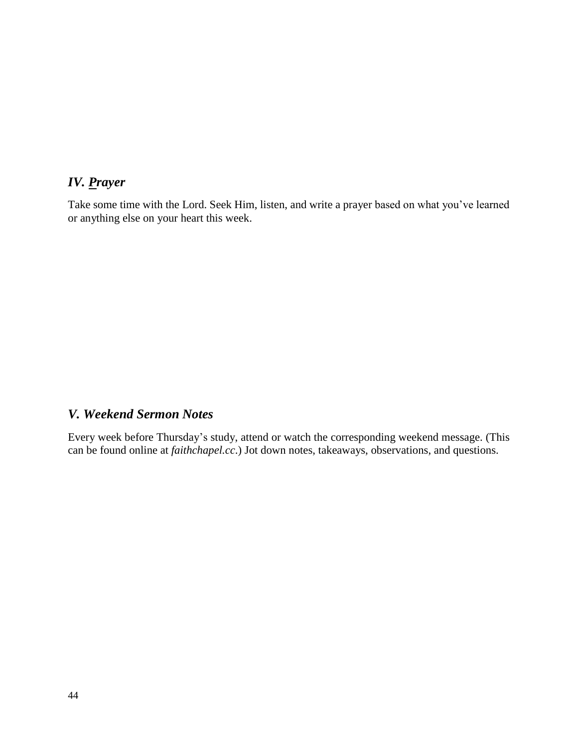## *IV. <u>P</u>rayer*

Take some time with the Lord. Seek Him, listen, and write a prayer based on what you've learned or anything else on your heart this week.

## *V. Weekend Sermon Notes*

Every week before Thursday's study, attend or watch the corresponding weekend message. (This can be found online at *faithchapel.cc*.) Jot down notes, takeaways, observations, and questions.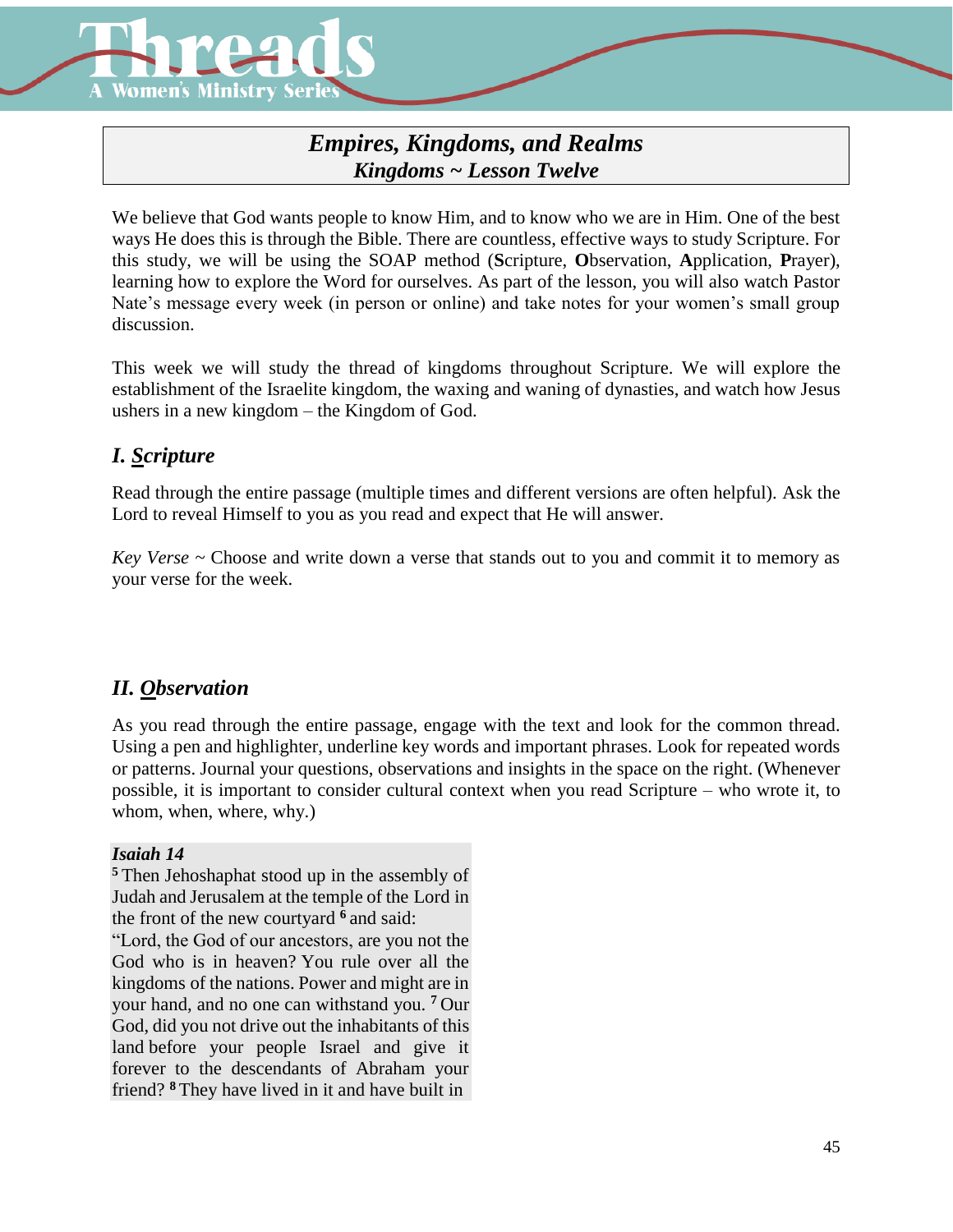## *Empires, Kingdoms, and Realms*
### *Kingdoms ~ Lesson Twelve*

We believe that God wants people to know Him, and to know who we are in Him. One of the best ways He does this is through the Bible. There are countless, effective ways to study Scripture. For this study, we will be using the SOAP method (**S**cripture, **O**bservation, **A**pplication, **P**rayer), learning how to explore the Word for ourselves. As part of the lesson, you will also watch Pastor Nate's message every week (in person or online) and take notes for your women's small group discussion.

This week we will study the thread of kingdoms throughout Scripture. We will explore the establishment of the Israelite kingdom, the waxing and waning of dynasties, and watch how Jesus ushers in a new kingdom – the Kingdom of God.

## *I. Scripture*

Read through the entire passage (multiple times and different versions are often helpful). Ask the Lord to reveal Himself to you as you read and expect that He will answer.

*Key Verse* ~ Choose and write down a verse that stands out to you and commit it to memory as your verse for the week.

## *II. Observation*

As you read through the entire passage, engage with the text and look for the common thread. Using a pen and highlighter, underline key words and important phrases. Look for repeated words or patterns. Journal your questions, observations and insights in the space on the right. (Whenever possible, it is important to consider cultural context when you read Scripture – who wrote it, to whom, when, where, why.)

***Isaiah 14***

**5** Then Jehoshaphat stood up in the assembly of Judah and Jerusalem at the temple of the Lord in the front of the new courtyard **6** and said:
"Lord, the God of our ancestors, are you not the God who is in heaven? You rule over all the kingdoms of the nations. Power and might are in your hand, and no one can withstand you. **7** Our God, did you not drive out the inhabitants of this land before your people Israel and give it forever to the descendants of Abraham your friend? **8** They have lived in it and have built in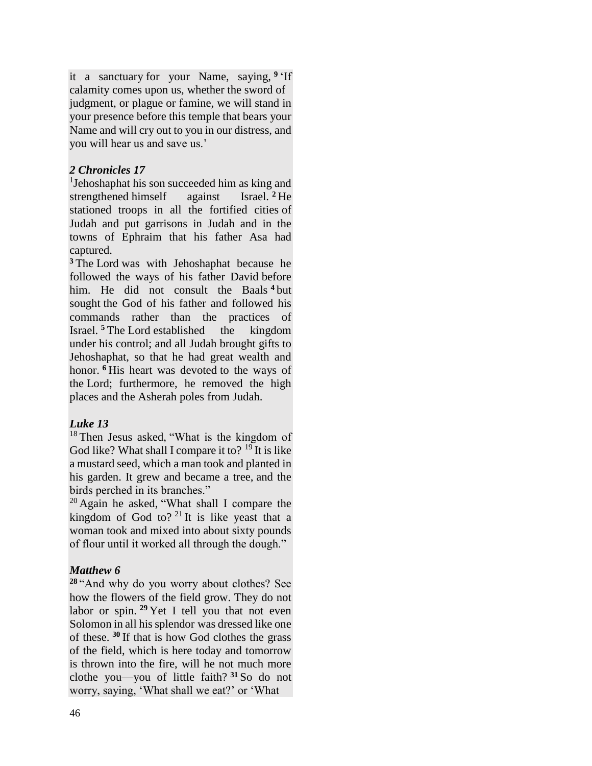it a sanctuary for your Name, saying, [9] 'If calamity comes upon us, whether the sword of judgment, or plague or famine, we will stand in your presence before this temple that bears your Name and will cry out to you in our distress, and you will hear us and save us.'

***2 Chronicles 17***

[1]Jehoshaphat his son succeeded him as king and strengthened himself against Israel. [2] He stationed troops in all the fortified cities of Judah and put garrisons in Judah and in the towns of Ephraim that his father Asa had captured.

[3] The Lord was with Jehoshaphat because he followed the ways of his father David before him. He did not consult the Baals [4] but sought the God of his father and followed his commands rather than the practices of Israel. [5] The Lord established the kingdom under his control; and all Judah brought gifts to Jehoshaphat, so that he had great wealth and honor. [6] His heart was devoted to the ways of the Lord; furthermore, he removed the high places and the Asherah poles from Judah.

***Luke 13***

[18] Then Jesus asked, "What is the kingdom of God like? What shall I compare it to? [19] It is like a mustard seed, which a man took and planted in his garden. It grew and became a tree, and the birds perched in its branches."

[20] Again he asked, "What shall I compare the kingdom of God to? [21] It is like yeast that a woman took and mixed into about sixty pounds of flour until it worked all through the dough."

***Matthew 6***

[28] "And why do you worry about clothes? See how the flowers of the field grow. They do not labor or spin. [29] Yet I tell you that not even Solomon in all his splendor was dressed like one of these. [30] If that is how God clothes the grass of the field, which is here today and tomorrow is thrown into the fire, will he not much more clothe you—you of little faith? [31] So do not worry, saying, 'What shall we eat?' or 'What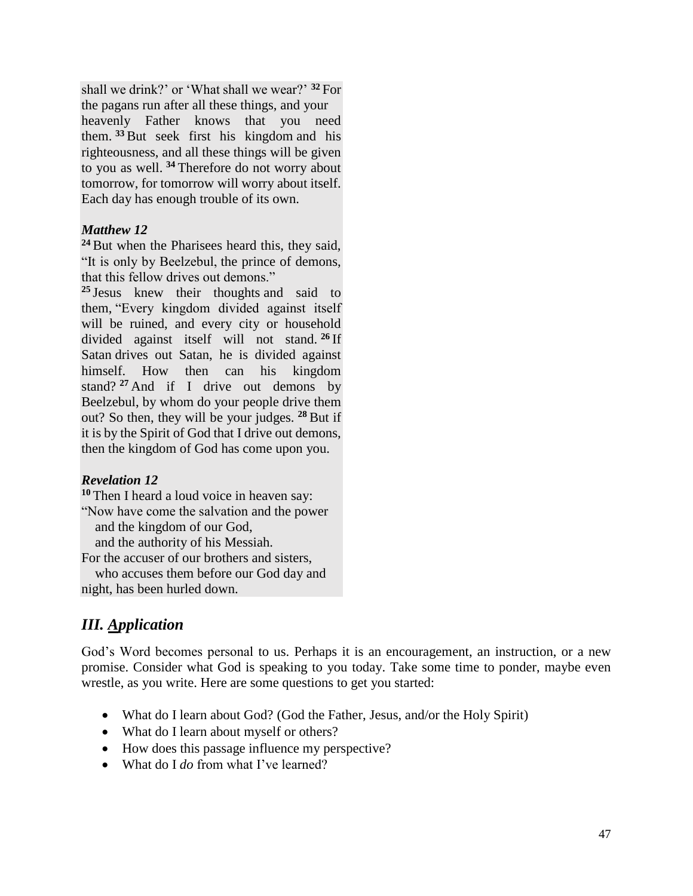shall we drink?' or 'What shall we wear?' [32] For the pagans run after all these things, and your heavenly Father knows that you need them. [33] But seek first his kingdom and his righteousness, and all these things will be given to you as well. [34] Therefore do not worry about tomorrow, for tomorrow will worry about itself. Each day has enough trouble of its own.

***Matthew 12***

[24] But when the Pharisees heard this, they said, "It is only by Beelzebul, the prince of demons, that this fellow drives out demons."

[25] Jesus knew their thoughts and said to them, "Every kingdom divided against itself will be ruined, and every city or household divided against itself will not stand. [26] If Satan drives out Satan, he is divided against himself. How then can his kingdom stand? [27] And if I drive out demons by Beelzebul, by whom do your people drive them out? So then, they will be your judges. [28] But if it is by the Spirit of God that I drive out demons, then the kingdom of God has come upon you.

***Revelation 12***

[10] Then I heard a loud voice in heaven say:
"Now have come the salvation and the power
  and the kingdom of our God,
  and the authority of his Messiah.
For the accuser of our brothers and sisters,
  who accuses them before our God day and night, has been hurled down.

## *III. Application*

God's Word becomes personal to us. Perhaps it is an encouragement, an instruction, or a new promise. Consider what God is speaking to you today. Take some time to ponder, maybe even wrestle, as you write. Here are some questions to get you started:

- What do I learn about God? (God the Father, Jesus, and/or the Holy Spirit)
- What do I learn about myself or others?
- How does this passage influence my perspective?
- What do I *do* from what I've learned?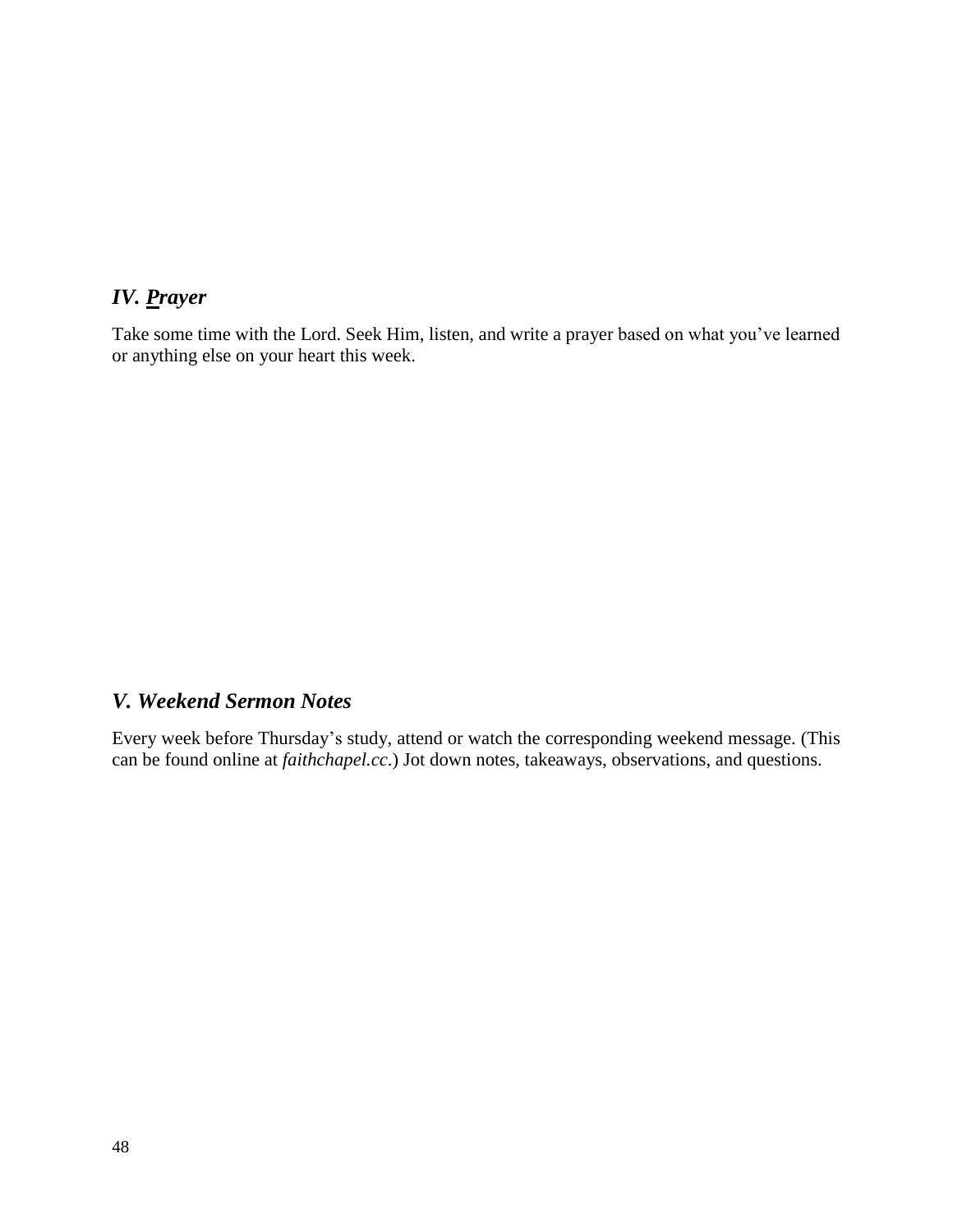## *IV. __P__rayer*

Take some time with the Lord. Seek Him, listen, and write a prayer based on what you've learned or anything else on your heart this week.

## *V. Weekend Sermon Notes*

Every week before Thursday's study, attend or watch the corresponding weekend message. (This can be found online at *faithchapel.cc*.) Jot down notes, takeaways, observations, and questions.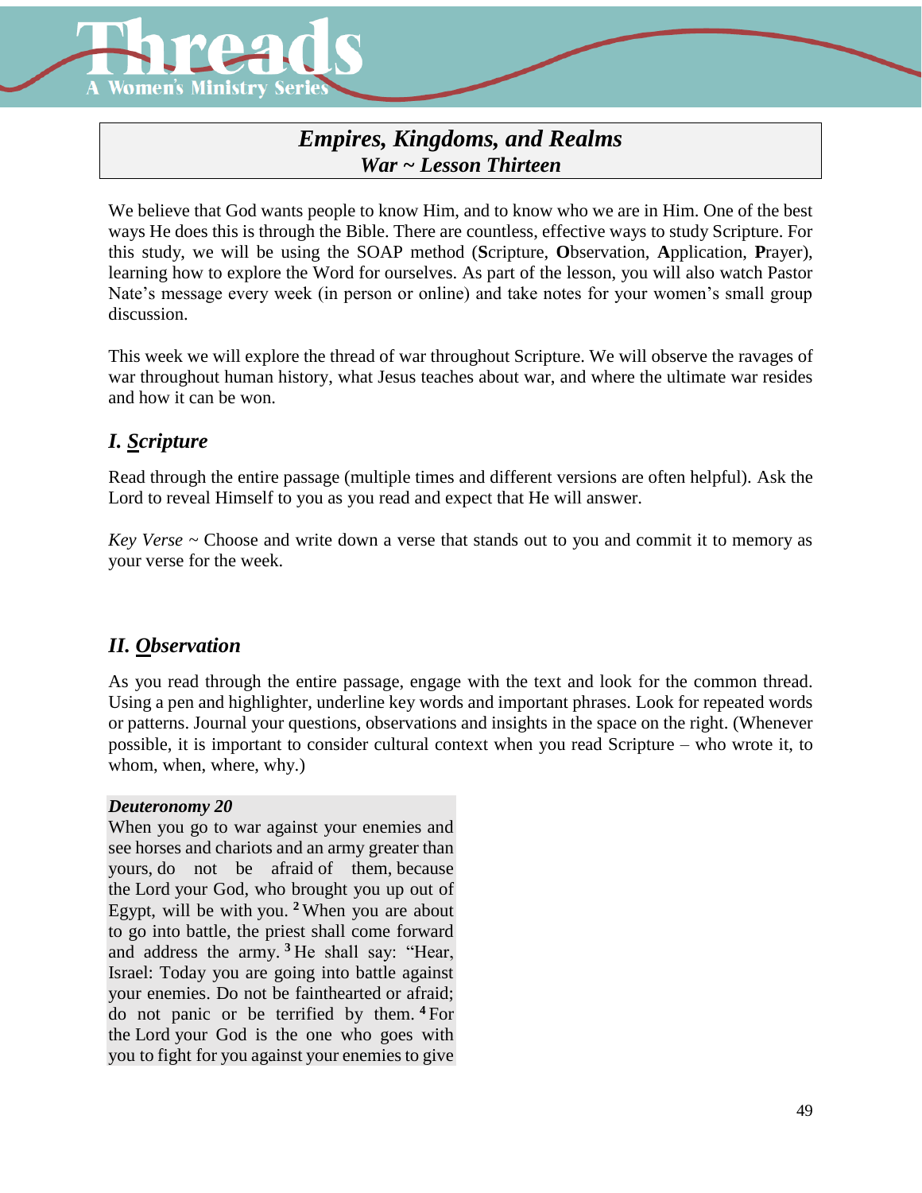## Empires, Kingdoms, and Realms
### *War ~ Lesson Thirteen*

We believe that God wants people to know Him, and to know who we are in Him. One of the best ways He does this is through the Bible. There are countless, effective ways to study Scripture. For this study, we will be using the SOAP method (**S**cripture, **O**bservation, **A**pplication, **P**rayer), learning how to explore the Word for ourselves. As part of the lesson, you will also watch Pastor Nate's message every week (in person or online) and take notes for your women's small group discussion.

This week we will explore the thread of war throughout Scripture. We will observe the ravages of war throughout human history, what Jesus teaches about war, and where the ultimate war resides and how it can be won.

## *I. Scripture*

Read through the entire passage (multiple times and different versions are often helpful). Ask the Lord to reveal Himself to you as you read and expect that He will answer.

*Key Verse* ~ Choose and write down a verse that stands out to you and commit it to memory as your verse for the week.

## *II. Observation*

As you read through the entire passage, engage with the text and look for the common thread. Using a pen and highlighter, underline key words and important phrases. Look for repeated words or patterns. Journal your questions, observations and insights in the space on the right. (Whenever possible, it is important to consider cultural context when you read Scripture – who wrote it, to whom, when, where, why.)

***Deuteronomy 20***

When you go to war against your enemies and see horses and chariots and an army greater than yours, do not be afraid of them, because the Lord your God, who brought you up out of Egypt, will be with you. [2] When you are about to go into battle, the priest shall come forward and address the army. [3] He shall say: "Hear, Israel: Today you are going into battle against your enemies. Do not be fainthearted or afraid; do not panic or be terrified by them. [4] For the Lord your God is the one who goes with you to fight for you against your enemies to give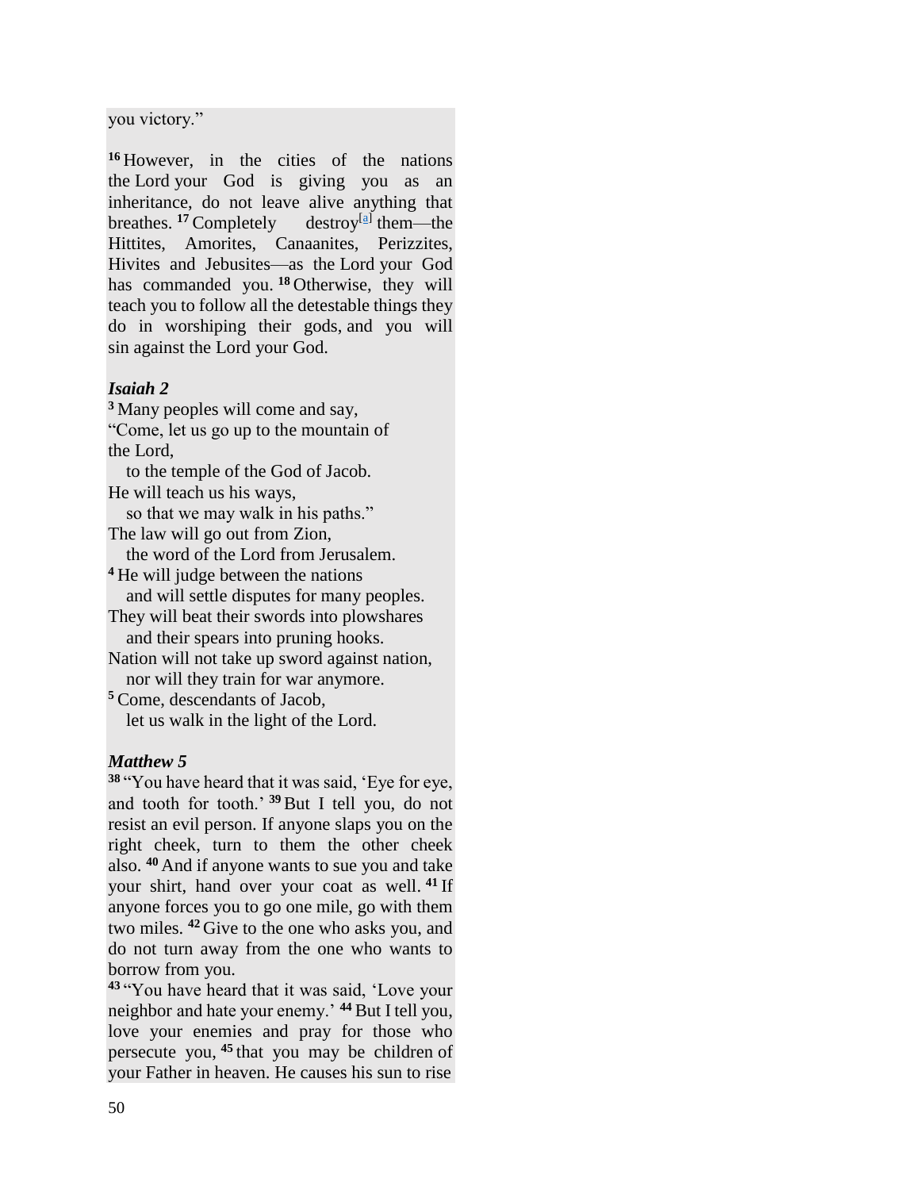you victory."

**16** However, in the cities of the nations the Lord your God is giving you as an inheritance, do not leave alive anything that breathes. **17** Completely destroy[a] them—the Hittites, Amorites, Canaanites, Perizzites, Hivites and Jebusites—as the Lord your God has commanded you. **18** Otherwise, they will teach you to follow all the detestable things they do in worshiping their gods, and you will sin against the Lord your God.

***Isaiah 2***

**3** Many peoples will come and say,
"Come, let us go up to the mountain of the Lord,
   to the temple of the God of Jacob.
He will teach us his ways,
   so that we may walk in his paths."
The law will go out from Zion,
   the word of the Lord from Jerusalem.
**4** He will judge between the nations
   and will settle disputes for many peoples.
They will beat their swords into plowshares
   and their spears into pruning hooks.
Nation will not take up sword against nation,
   nor will they train for war anymore.
**5** Come, descendants of Jacob,
   let us walk in the light of the Lord.

***Matthew 5***

**38** "You have heard that it was said, 'Eye for eye, and tooth for tooth.' **39** But I tell you, do not resist an evil person. If anyone slaps you on the right cheek, turn to them the other cheek also. **40** And if anyone wants to sue you and take your shirt, hand over your coat as well. **41** If anyone forces you to go one mile, go with them two miles. **42** Give to the one who asks you, and do not turn away from the one who wants to borrow from you.

**43** "You have heard that it was said, 'Love your neighbor and hate your enemy.' **44** But I tell you, love your enemies and pray for those who persecute you, **45** that you may be children of your Father in heaven. He causes his sun to rise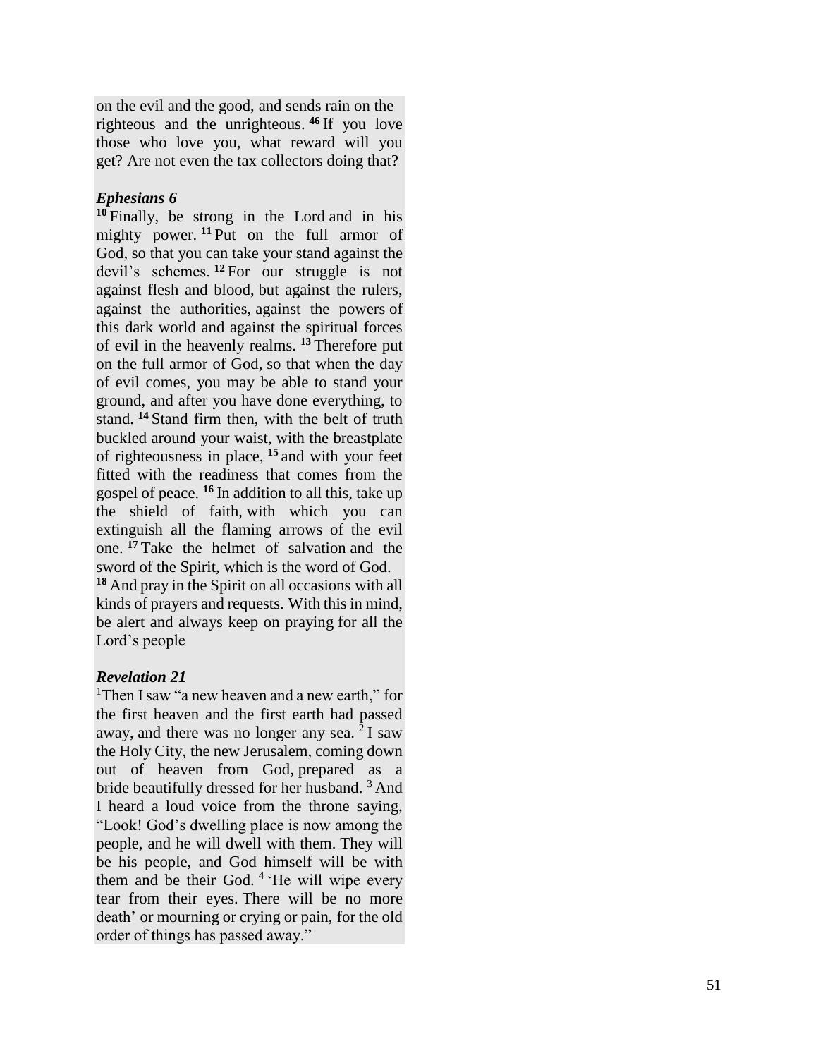on the evil and the good, and sends rain on the righteous and the unrighteous. [46] If you love those who love you, what reward will you get? Are not even the tax collectors doing that?

***Ephesians 6***

[10] Finally, be strong in the Lord and in his mighty power. [11] Put on the full armor of God, so that you can take your stand against the devil's schemes. [12] For our struggle is not against flesh and blood, but against the rulers, against the authorities, against the powers of this dark world and against the spiritual forces of evil in the heavenly realms. [13] Therefore put on the full armor of God, so that when the day of evil comes, you may be able to stand your ground, and after you have done everything, to stand. [14] Stand firm then, with the belt of truth buckled around your waist, with the breastplate of righteousness in place, [15] and with your feet fitted with the readiness that comes from the gospel of peace. [16] In addition to all this, take up the shield of faith, with which you can extinguish all the flaming arrows of the evil one. [17] Take the helmet of salvation and the sword of the Spirit, which is the word of God.
[18] And pray in the Spirit on all occasions with all kinds of prayers and requests. With this in mind, be alert and always keep on praying for all the Lord's people

***Revelation 21***

[1]Then I saw "a new heaven and a new earth," for the first heaven and the first earth had passed away, and there was no longer any sea. [2] I saw the Holy City, the new Jerusalem, coming down out of heaven from God, prepared as a bride beautifully dressed for her husband. [3] And I heard a loud voice from the throne saying, "Look! God's dwelling place is now among the people, and he will dwell with them. They will be his people, and God himself will be with them and be their God. [4] 'He will wipe every tear from their eyes. There will be no more death' or mourning or crying or pain, for the old order of things has passed away."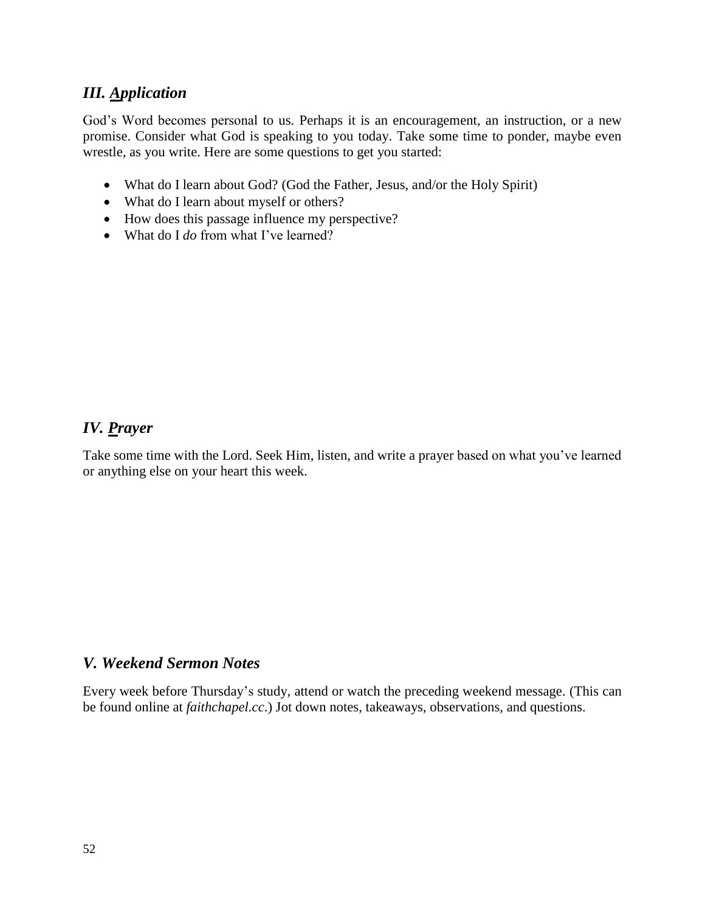## *III. Application*

God's Word becomes personal to us. Perhaps it is an encouragement, an instruction, or a new promise. Consider what God is speaking to you today. Take some time to ponder, maybe even wrestle, as you write. Here are some questions to get you started:

- What do I learn about God? (God the Father, Jesus, and/or the Holy Spirit)
- What do I learn about myself or others?
- How does this passage influence my perspective?
- What do I *do* from what I've learned?

## *IV. Prayer*

Take some time with the Lord. Seek Him, listen, and write a prayer based on what you've learned or anything else on your heart this week.

## *V. Weekend Sermon Notes*

Every week before Thursday's study, attend or watch the preceding weekend message. (This can be found online at *faithchapel.cc*.) Jot down notes, takeaways, observations, and questions.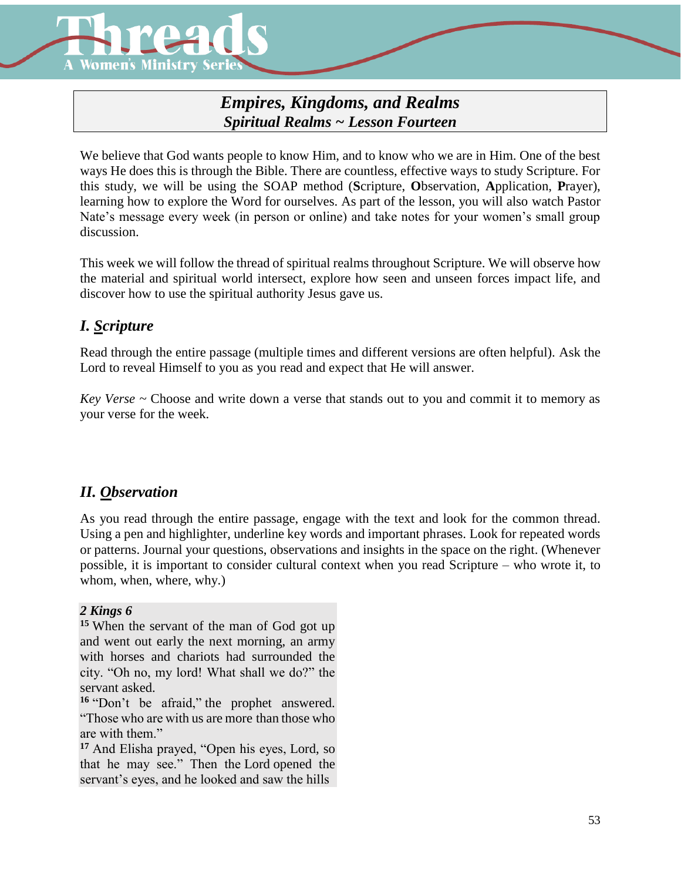## *Empires, Kingdoms, and Realms*
### *Spiritual Realms ~ Lesson Fourteen*

We believe that God wants people to know Him, and to know who we are in Him. One of the best ways He does this is through the Bible. There are countless, effective ways to study Scripture. For this study, we will be using the SOAP method (**S**cripture, **O**bservation, **A**pplication, **P**rayer), learning how to explore the Word for ourselves. As part of the lesson, you will also watch Pastor Nate's message every week (in person or online) and take notes for your women's small group discussion.

This week we will follow the thread of spiritual realms throughout Scripture. We will observe how the material and spiritual world intersect, explore how seen and unseen forces impact life, and discover how to use the spiritual authority Jesus gave us.

## *I. Scripture*

Read through the entire passage (multiple times and different versions are often helpful). Ask the Lord to reveal Himself to you as you read and expect that He will answer.

*Key Verse* ~ Choose and write down a verse that stands out to you and commit it to memory as your verse for the week.

## *II. Observation*

As you read through the entire passage, engage with the text and look for the common thread. Using a pen and highlighter, underline key words and important phrases. Look for repeated words or patterns. Journal your questions, observations and insights in the space on the right. (Whenever possible, it is important to consider cultural context when you read Scripture – who wrote it, to whom, when, where, why.)

***2 Kings 6***

**15** When the servant of the man of God got up and went out early the next morning, an army with horses and chariots had surrounded the city. "Oh no, my lord! What shall we do?" the servant asked.

**16** "Don't be afraid," the prophet answered. "Those who are with us are more than those who are with them."

**17** And Elisha prayed, "Open his eyes, Lord, so that he may see." Then the Lord opened the servant's eyes, and he looked and saw the hills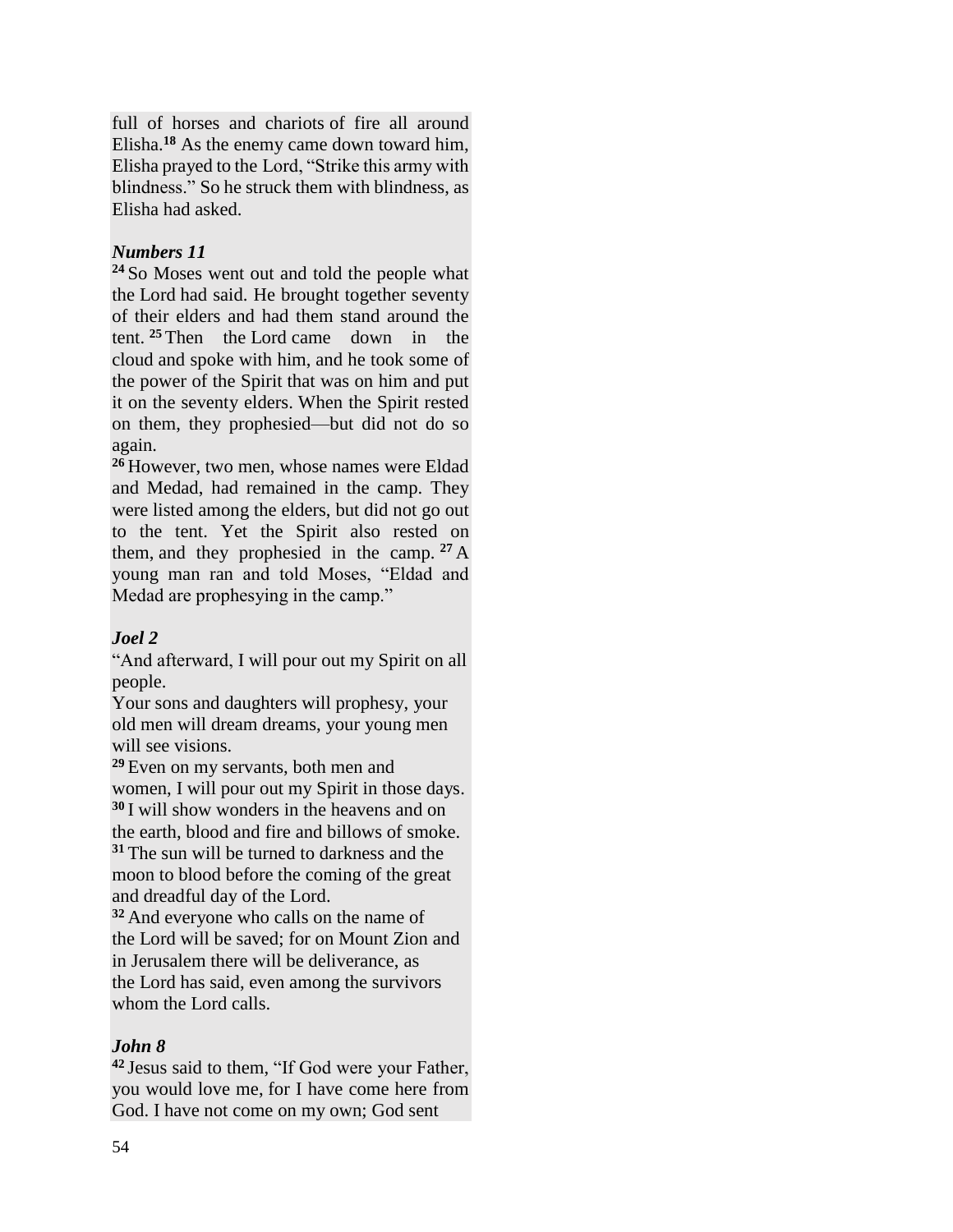full of horses and chariots of fire all around Elisha.[18] As the enemy came down toward him, Elisha prayed to the Lord, "Strike this army with blindness." So he struck them with blindness, as Elisha had asked.

***Numbers 11***

[24] So Moses went out and told the people what the Lord had said. He brought together seventy of their elders and had them stand around the tent. [25] Then the Lord came down in the cloud and spoke with him, and he took some of the power of the Spirit that was on him and put it on the seventy elders. When the Spirit rested on them, they prophesied—but did not do so again.

[26] However, two men, whose names were Eldad and Medad, had remained in the camp. They were listed among the elders, but did not go out to the tent. Yet the Spirit also rested on them, and they prophesied in the camp. [27] A young man ran and told Moses, "Eldad and Medad are prophesying in the camp."

***Joel 2***

"And afterward, I will pour out my Spirit on all people.

Your sons and daughters will prophesy, your old men will dream dreams, your young men will see visions.

[29] Even on my servants, both men and women, I will pour out my Spirit in those days.

[30] I will show wonders in the heavens and on the earth, blood and fire and billows of smoke.

[31] The sun will be turned to darkness and the moon to blood before the coming of the great and dreadful day of the Lord.

[32] And everyone who calls on the name of the Lord will be saved; for on Mount Zion and in Jerusalem there will be deliverance, as the Lord has said, even among the survivors whom the Lord calls.

***John 8***

[42] Jesus said to them, "If God were your Father, you would love me, for I have come here from God. I have not come on my own; God sent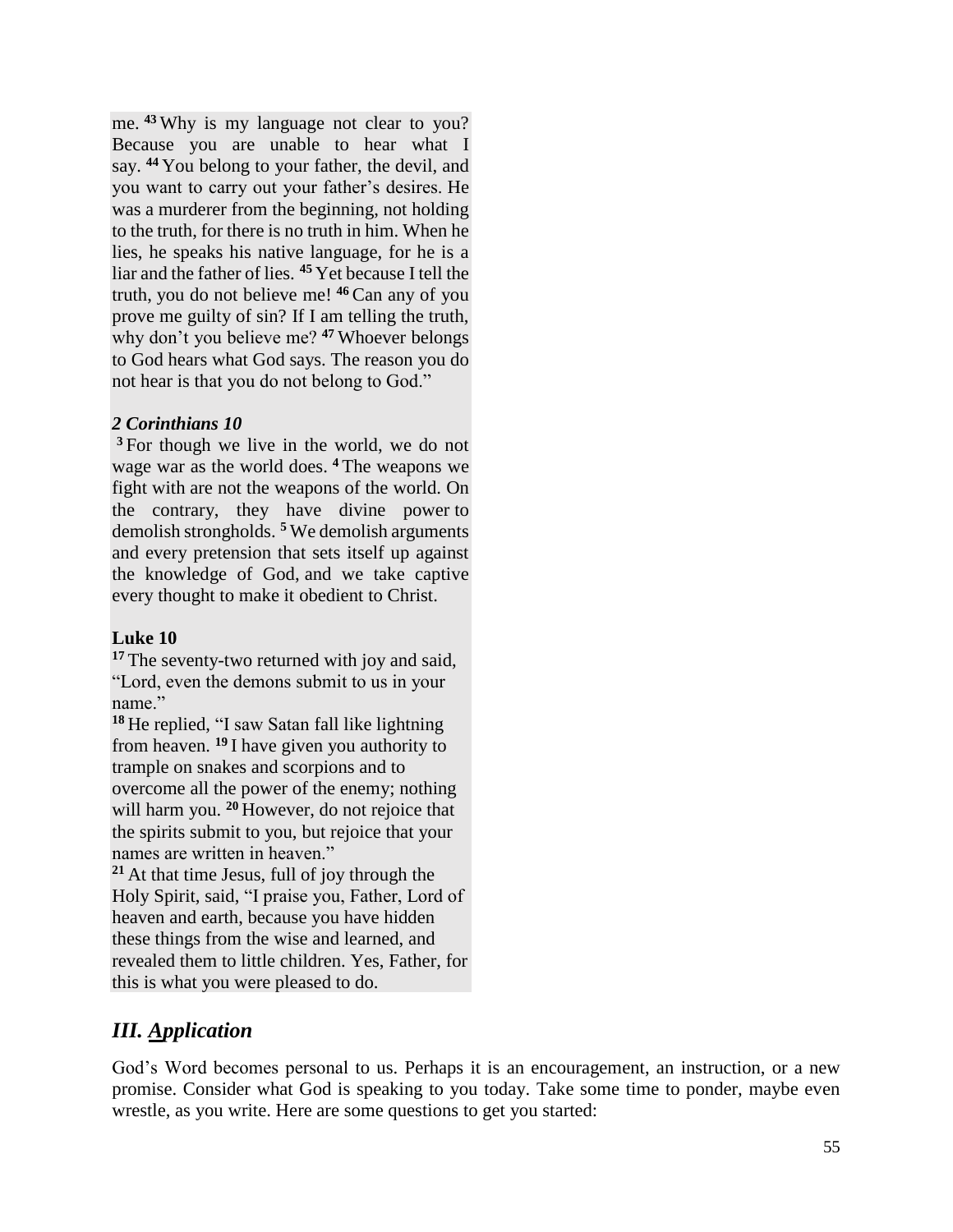me. [43] Why is my language not clear to you? Because you are unable to hear what I say. [44] You belong to your father, the devil, and you want to carry out your father's desires. He was a murderer from the beginning, not holding to the truth, for there is no truth in him. When he lies, he speaks his native language, for he is a liar and the father of lies. [45] Yet because I tell the truth, you do not believe me! [46] Can any of you prove me guilty of sin? If I am telling the truth, why don't you believe me? [47] Whoever belongs to God hears what God says. The reason you do not hear is that you do not belong to God."

***2 Corinthians 10***

[3] For though we live in the world, we do not wage war as the world does. [4] The weapons we fight with are not the weapons of the world. On the contrary, they have divine power to demolish strongholds. [5] We demolish arguments and every pretension that sets itself up against the knowledge of God, and we take captive every thought to make it obedient to Christ.

**Luke 10**

[17] The seventy-two returned with joy and said, "Lord, even the demons submit to us in your name."

[18] He replied, "I saw Satan fall like lightning from heaven. [19] I have given you authority to trample on snakes and scorpions and to overcome all the power of the enemy; nothing will harm you. [20] However, do not rejoice that the spirits submit to you, but rejoice that your names are written in heaven."

[21] At that time Jesus, full of joy through the Holy Spirit, said, "I praise you, Father, Lord of heaven and earth, because you have hidden these things from the wise and learned, and revealed them to little children. Yes, Father, for this is what you were pleased to do.

## *III. Application*

God's Word becomes personal to us. Perhaps it is an encouragement, an instruction, or a new promise. Consider what God is speaking to you today. Take some time to ponder, maybe even wrestle, as you write. Here are some questions to get you started: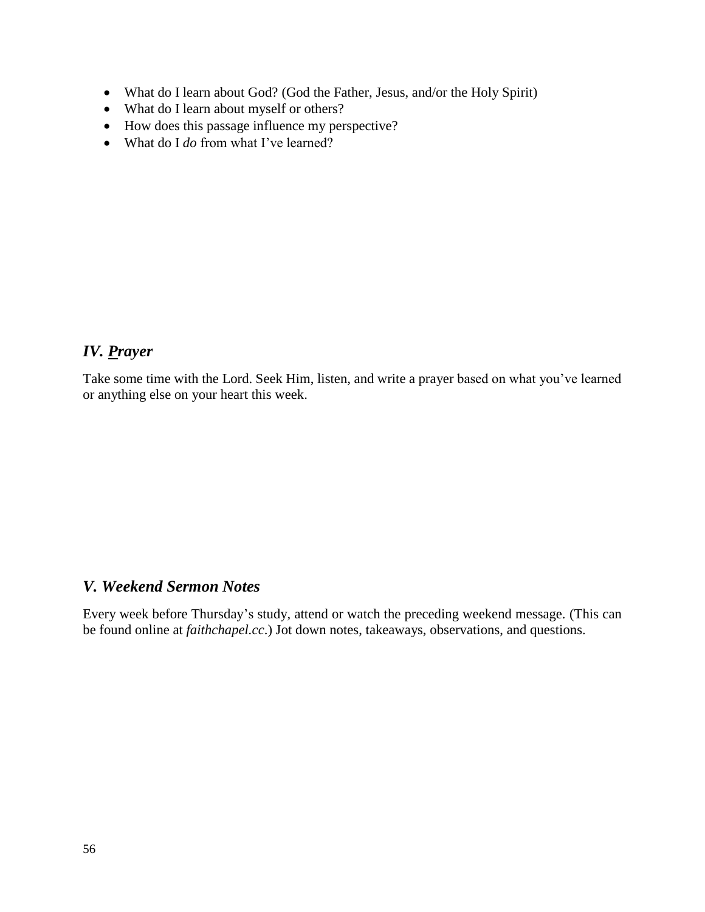- What do I learn about God? (God the Father, Jesus, and/or the Holy Spirit)
- What do I learn about myself or others?
- How does this passage influence my perspective?
- What do I *do* from what I've learned?

## *IV. Prayer*

Take some time with the Lord. Seek Him, listen, and write a prayer based on what you've learned or anything else on your heart this week.

## *V. Weekend Sermon Notes*

Every week before Thursday's study, attend or watch the preceding weekend message. (This can be found online at *faithchapel.cc*.) Jot down notes, takeaways, observations, and questions.